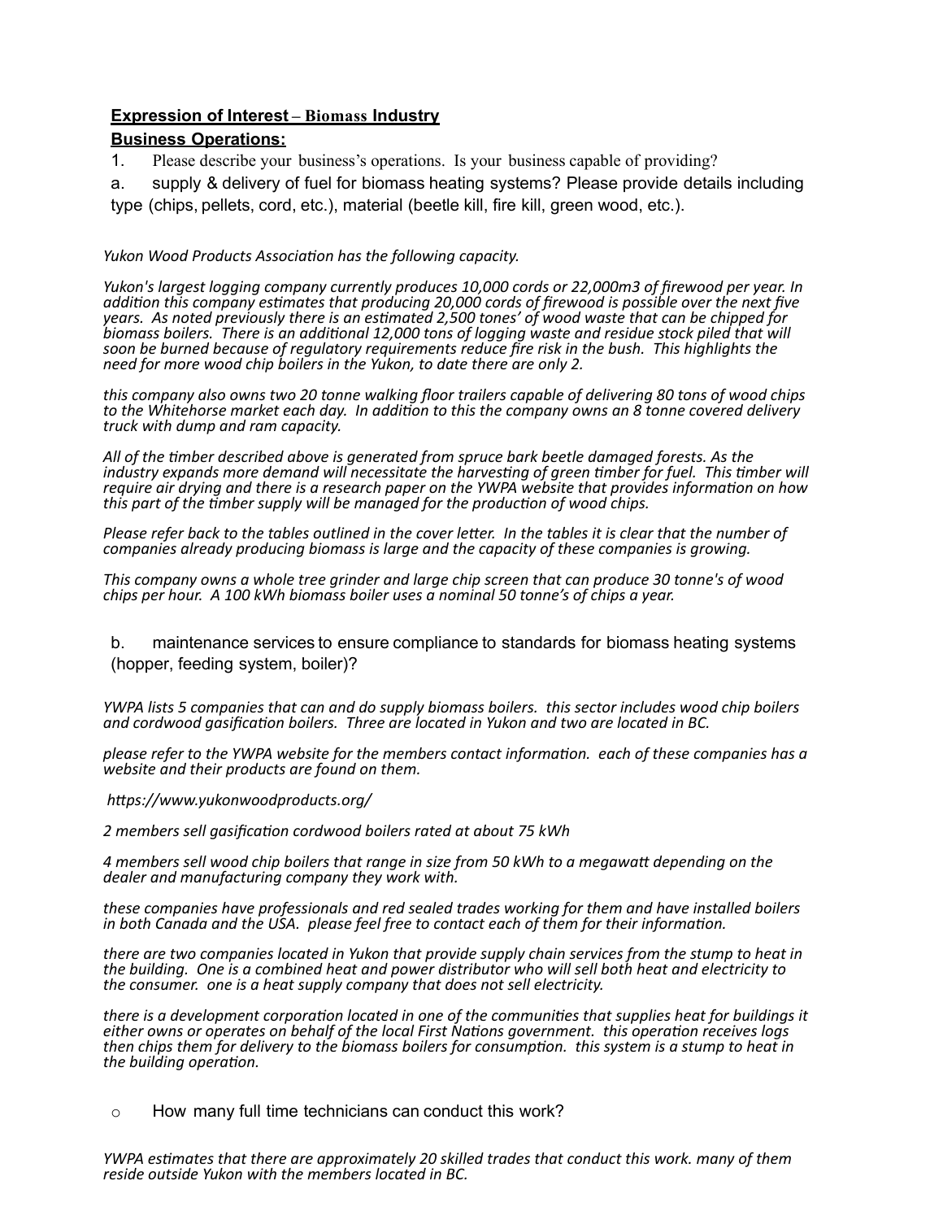**Expression of Interest – Biomass Industry**

**Business Operations:**

1. Please describe your business's operations. Is your business capable of providing?

a. supply & delivery of fuel for biomass heating systems? Please provide details including type (chips, pellets, cord, etc.), material (beetle kill, fire kill, green wood, etc.).

*Yukon Wood Products Association has the following capacity.*

*Yukon's largest logging company currently produces 10,000 cords or 22,000m3 of firewood per year. In addition this company estimates that producing 20,000 cords of firewood is possible over the next five years. As noted previously there is an estimated 2,500 tones' of wood waste that can be chipped for biomass boilers. There is an additional 12,000 tons of logging waste and residue stock piled that will soon be burned because of regulatory requirements reduce fire risk in the bush. This highlights the need for more wood chip boilers in the Yukon, to date there are only 2.*

*this company also owns two 20 tonne walking floor trailers capable of delivering 80 tons of wood chips to the Whitehorse market each day. In addition to this the company owns an 8 tonne covered delivery truck with dump and ram capacity.*

*All of the timber described above is generated from spruce bark beetle damaged forests. As the industry expands more demand will necessitate the harvesting of green timber for fuel. This timber will require air drying and there is a research paper on the YWPA website that provides information on how this part of the timber supply will be managed for the production of wood chips.*

*Please refer back to the tables outlined in the cover letter. In the tables it is clear that the number of companies already producing biomass is large and the capacity of these companies is growing.*

*This company owns a whole tree grinder and large chip screen that can produce 30 tonne's of wood chips per hour. A 100 kWh biomass boiler uses a nominal 50 tonne's of chips a year.*

b. maintenance services to ensure compliance to standards for biomass heating systems (hopper, feeding system, boiler)?

*YWPA lists 5 companies that can and do supply biomass boilers. this sector includes wood chip boilers and cordwood gasification boilers. Three are located in Yukon and two are located in BC.*

*please refer to the YWPA website for the members contact information. each of these companies has a website and their products are found on them.*

*https://www.yukonwoodproducts.org/*

*2 members sell gasification cordwood boilers rated at about 75 kWh*

*4 members sell wood chip boilers that range in size from 50 kWh to a megawatt depending on the dealer and manufacturing company they work with.*

*these companies have professionals and red sealed trades working for them and have installed boilers in both Canada and the USA. please feel free to contact each of them for their information.*

*there are two companies located in Yukon that provide supply chain services from the stump to heat in the building. One is a combined heat and power distributor who will sell both heat and electricity to the consumer. one is a heat supply company that does not sell electricity.*

*there is a development corporation located in one of the communities that supplies heat for buildings it either owns or operates on behalf of the local First Nations government. this operation receives logs then chips them for delivery to the biomass boilers for consumption. this system is a stump to heat in the building operation.*

- How many full time technicians can conduct this work?

*YWPA estimates that there are approximately 20 skilled trades that conduct this work. many of them reside outside Yukon with the members located in BC.*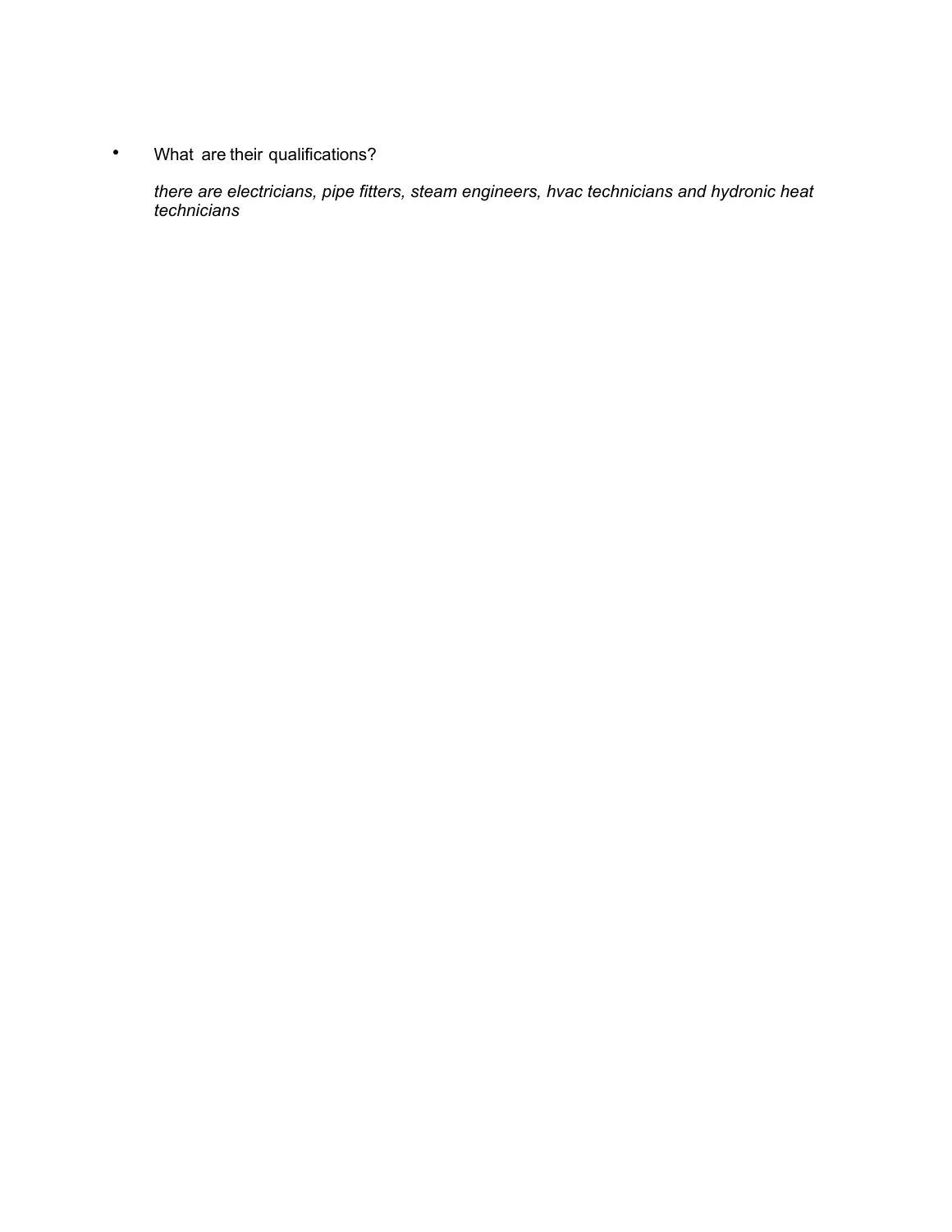- What are their qualifications?

  *there are electricians, pipe fitters, steam engineers, hvac technicians and hydronic heat technicians*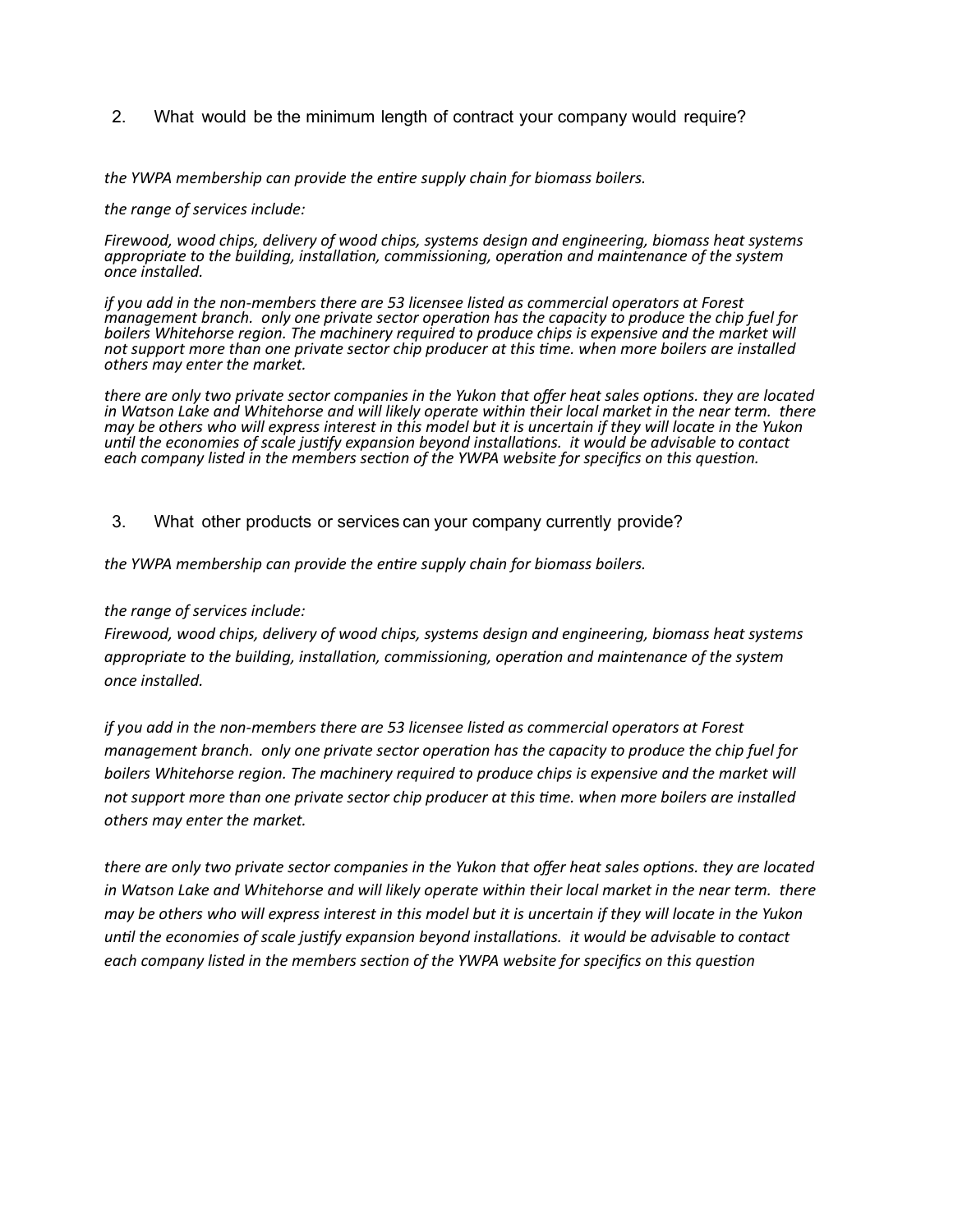2. What would be the minimum length of contract your company would require?

*the YWPA membership can provide the entire supply chain for biomass boilers.*

*the range of services include:*

*Firewood, wood chips, delivery of wood chips, systems design and engineering, biomass heat systems appropriate to the building, installation, commissioning, operation and maintenance of the system once installed.*

*if you add in the non-members there are 53 licensee listed as commercial operators at Forest management branch. only one private sector operation has the capacity to produce the chip fuel for boilers Whitehorse region. The machinery required to produce chips is expensive and the market will not support more than one private sector chip producer at this time. when more boilers are installed others may enter the market.*

*there are only two private sector companies in the Yukon that offer heat sales options. they are located in Watson Lake and Whitehorse and will likely operate within their local market in the near term. there may be others who will express interest in this model but it is uncertain if they will locate in the Yukon until the economies of scale justify expansion beyond installations. it would be advisable to contact each company listed in the members section of the YWPA website for specifics on this question.*

3. What other products or services can your company currently provide?

*the YWPA membership can provide the entire supply chain for biomass boilers.*

*the range of services include:*
*Firewood, wood chips, delivery of wood chips, systems design and engineering, biomass heat systems appropriate to the building, installation, commissioning, operation and maintenance of the system once installed.*

*if you add in the non-members there are 53 licensee listed as commercial operators at Forest management branch. only one private sector operation has the capacity to produce the chip fuel for boilers Whitehorse region. The machinery required to produce chips is expensive and the market will not support more than one private sector chip producer at this time. when more boilers are installed others may enter the market.*

*there are only two private sector companies in the Yukon that offer heat sales options. they are located in Watson Lake and Whitehorse and will likely operate within their local market in the near term. there may be others who will express interest in this model but it is uncertain if they will locate in the Yukon until the economies of scale justify expansion beyond installations. it would be advisable to contact each company listed in the members section of the YWPA website for specifics on this question*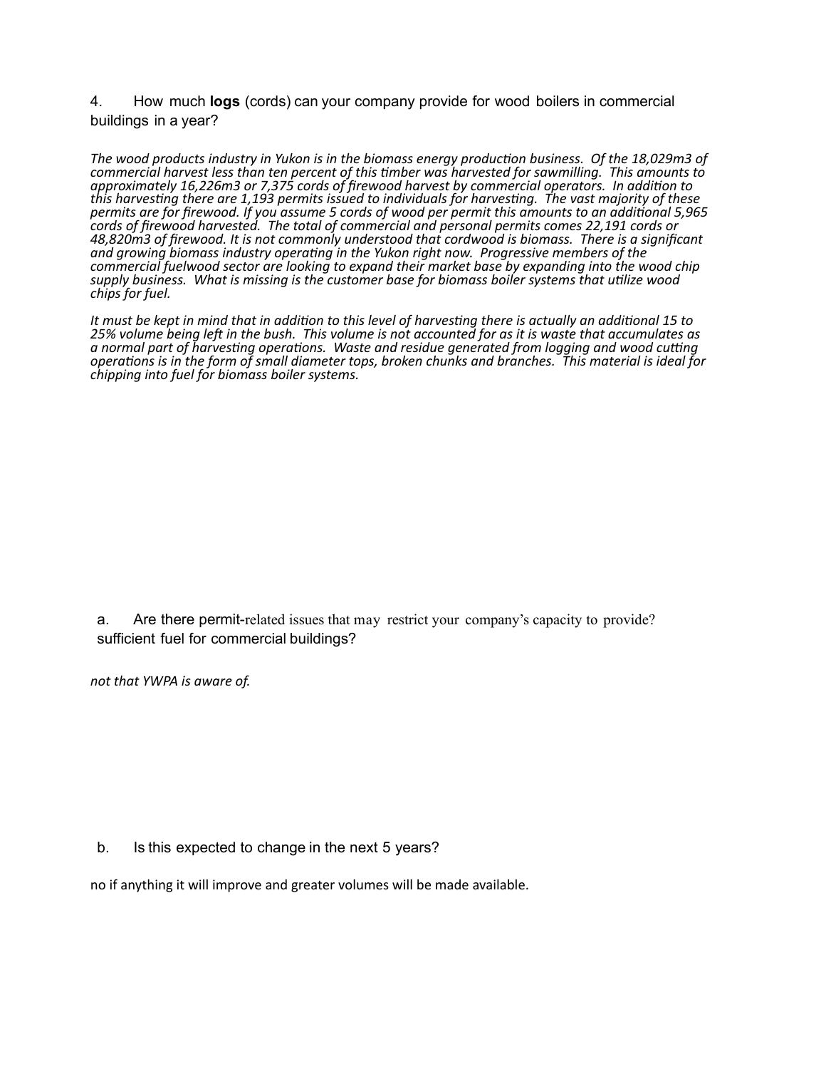4. How much **logs** (cords) can your company provide for wood boilers in commercial buildings in a year?

*The wood products industry in Yukon is in the biomass energy production business. Of the 18,029m3 of commercial harvest less than ten percent of this timber was harvested for sawmilling. This amounts to approximately 16,226m3 or 7,375 cords of firewood harvest by commercial operators. In addition to this harvesting there are 1,193 permits issued to individuals for harvesting. The vast majority of these permits are for firewood. If you assume 5 cords of wood per permit this amounts to an additional 5,965 cords of firewood harvested. The total of commercial and personal permits comes 22,191 cords or 48,820m3 of firewood. It is not commonly understood that cordwood is biomass. There is a significant and growing biomass industry operating in the Yukon right now. Progressive members of the commercial fuelwood sector are looking to expand their market base by expanding into the wood chip supply business. What is missing is the customer base for biomass boiler systems that utilize wood chips for fuel.*

*It must be kept in mind that in addition to this level of harvesting there is actually an additional 15 to 25% volume being left in the bush. This volume is not accounted for as it is waste that accumulates as a normal part of harvesting operations. Waste and residue generated from logging and wood cutting operations is in the form of small diameter tops, broken chunks and branches. This material is ideal for chipping into fuel for biomass boiler systems.*

a. Are there permit-related issues that may restrict your company's capacity to provide? sufficient fuel for commercial buildings?

*not that YWPA is aware of.*

b. Is this expected to change in the next 5 years?

no if anything it will improve and greater volumes will be made available.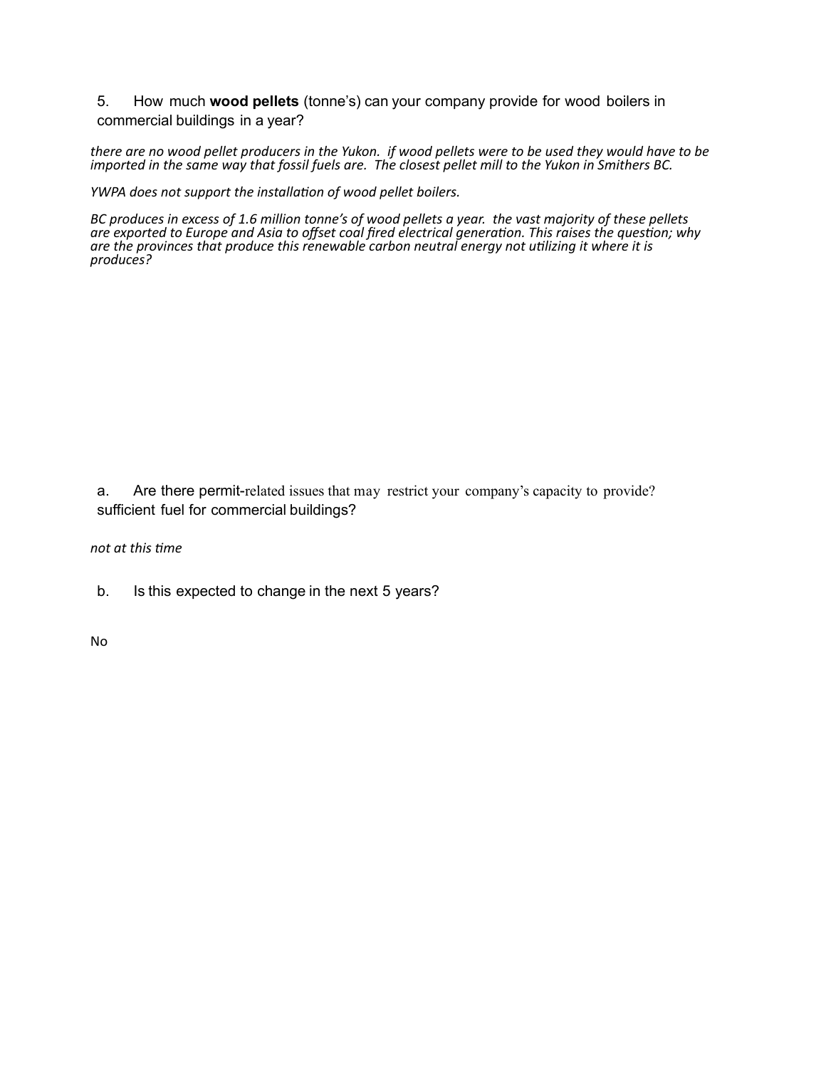5. How much **wood pellets** (tonne's) can your company provide for wood boilers in commercial buildings in a year?

*there are no wood pellet producers in the Yukon. if wood pellets were to be used they would have to be imported in the same way that fossil fuels are. The closest pellet mill to the Yukon in Smithers BC.*

*YWPA does not support the installation of wood pellet boilers.*

*BC produces in excess of 1.6 million tonne's of wood pellets a year. the vast majority of these pellets are exported to Europe and Asia to offset coal fired electrical generation. This raises the question; why are the provinces that produce this renewable carbon neutral energy not utilizing it where it is produces?*

a. Are there permit-related issues that may restrict your company's capacity to provide? sufficient fuel for commercial buildings?

*not at this time*

b. Is this expected to change in the next 5 years?

No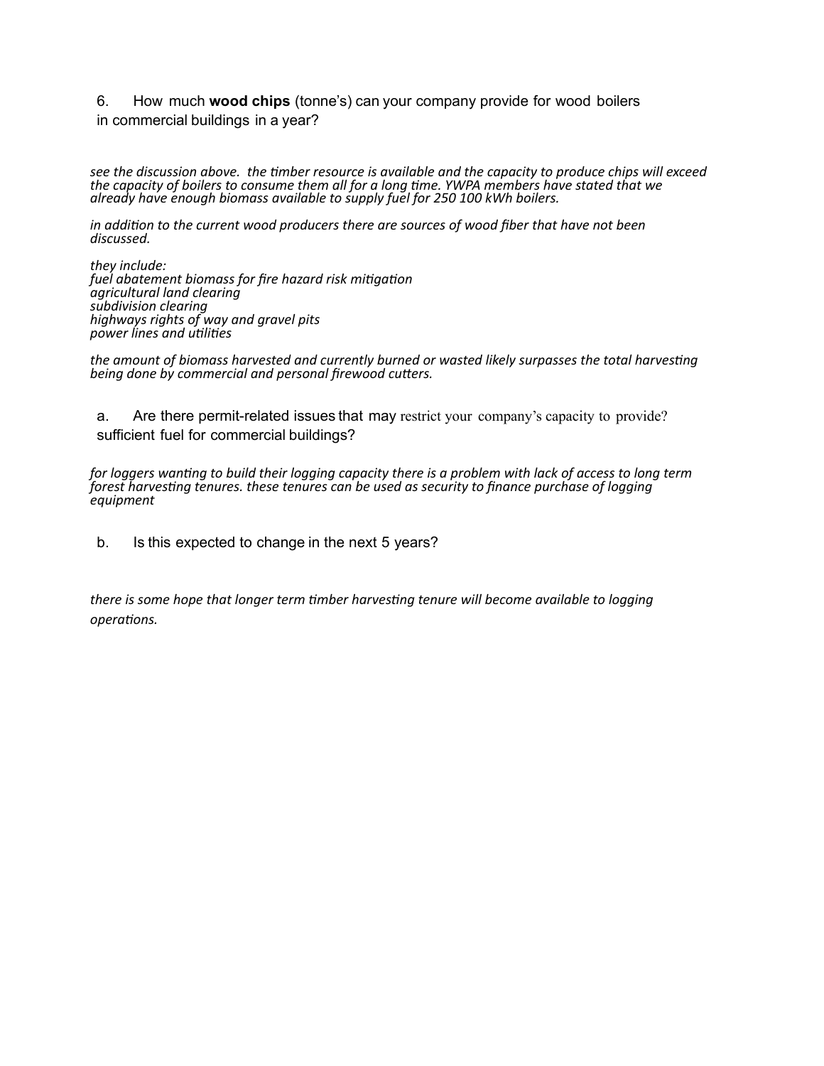6. How much **wood chips** (tonne's) can your company provide for wood boilers in commercial buildings in a year?

*see the discussion above. the timber resource is available and the capacity to produce chips will exceed the capacity of boilers to consume them all for a long time. YWPA members have stated that we already have enough biomass available to supply fuel for 250 100 kWh boilers.*

*in addition to the current wood producers there are sources of wood fiber that have not been discussed.*

*they include:*
*fuel abatement biomass for fire hazard risk mitigation*
*agricultural land clearing*
*subdivision clearing*
*highways rights of way and gravel pits*
*power lines and utilities*

*the amount of biomass harvested and currently burned or wasted likely surpasses the total harvesting being done by commercial and personal firewood cutters.*

a. Are there permit-related issues that may restrict your company's capacity to provide? sufficient fuel for commercial buildings?

*for loggers wanting to build their logging capacity there is a problem with lack of access to long term forest harvesting tenures. these tenures can be used as security to finance purchase of logging equipment*

b. Is this expected to change in the next 5 years?

*there is some hope that longer term timber harvesting tenure will become available to logging operations.*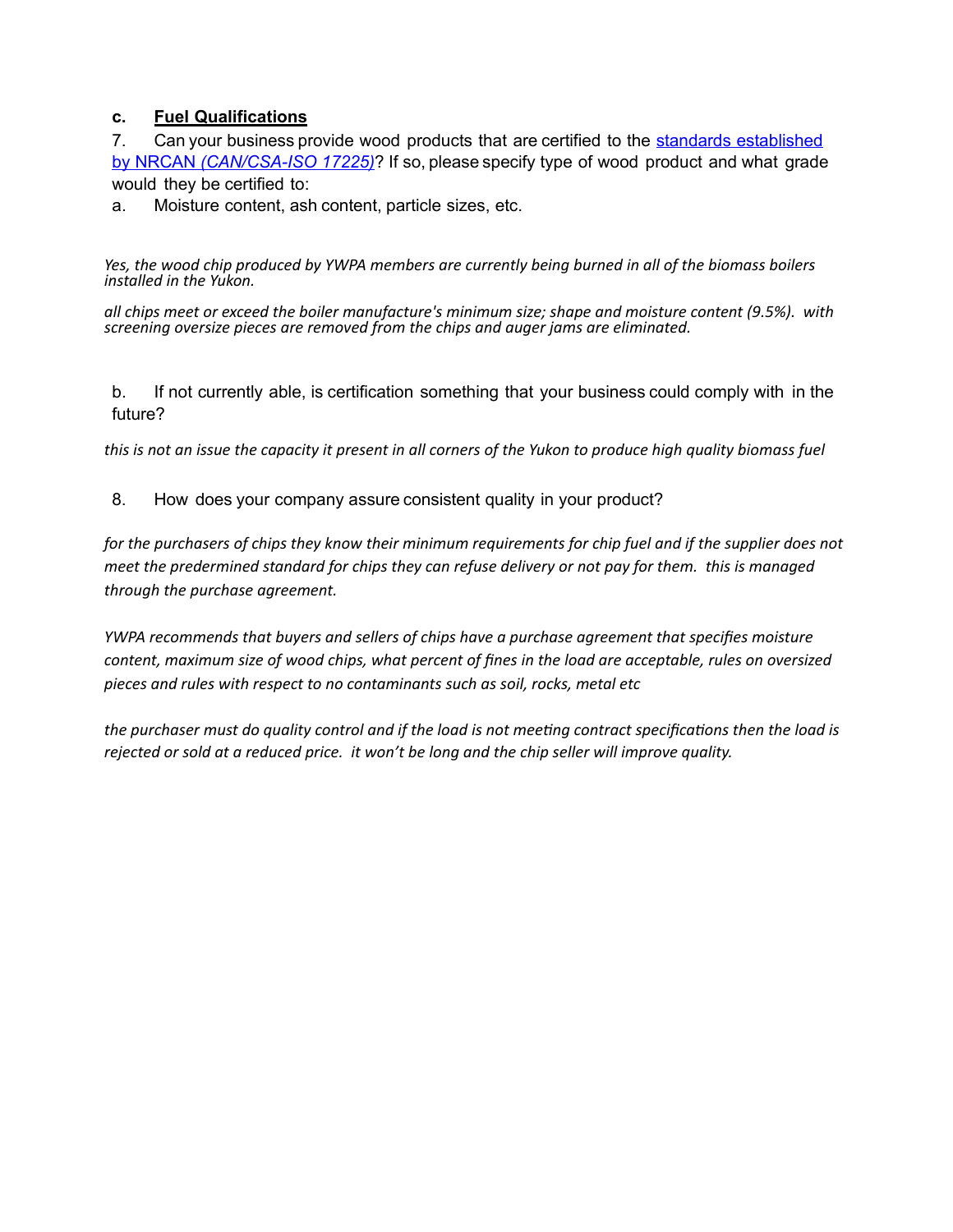### c. **Fuel Qualifications**

7. Can your business provide wood products that are certified to the [standards established by NRCAN *(CAN/CSA-ISO 17225)*]? If so, please specify type of wood product and what grade would they be certified to:

a. Moisture content, ash content, particle sizes, etc.

*Yes, the wood chip produced by YWPA members are currently being burned in all of the biomass boilers installed in the Yukon.*

*all chips meet or exceed the boiler manufacture's minimum size; shape and moisture content (9.5%). with screening oversize pieces are removed from the chips and auger jams are eliminated.*

b. If not currently able, is certification something that your business could comply with in the future?

*this is not an issue the capacity it present in all corners of the Yukon to produce high quality biomass fuel*

8. How does your company assure consistent quality in your product?

*for the purchasers of chips they know their minimum requirements for chip fuel and if the supplier does not meet the predermined standard for chips they can refuse delivery or not pay for them. this is managed through the purchase agreement.*

*YWPA recommends that buyers and sellers of chips have a purchase agreement that specifies moisture content, maximum size of wood chips, what percent of fines in the load are acceptable, rules on oversized pieces and rules with respect to no contaminants such as soil, rocks, metal etc*

*the purchaser must do quality control and if the load is not meeting contract specifications then the load is rejected or sold at a reduced price. it won't be long and the chip seller will improve quality.*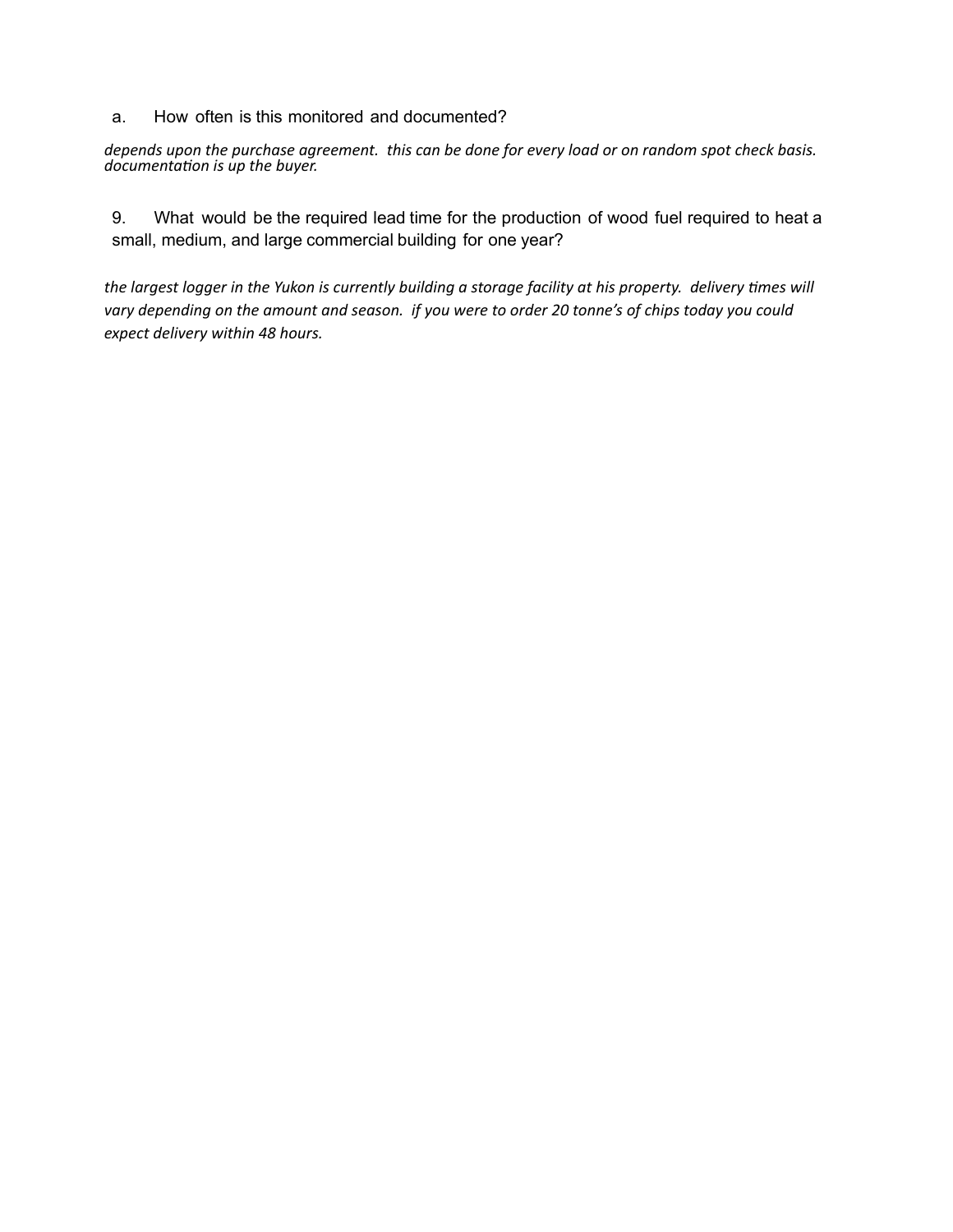a. How often is this monitored and documented?

*depends upon the purchase agreement. this can be done for every load or on random spot check basis. documentation is up the buyer.*

9. What would be the required lead time for the production of wood fuel required to heat a small, medium, and large commercial building for one year?

*the largest logger in the Yukon is currently building a storage facility at his property. delivery times will vary depending on the amount and season. if you were to order 20 tonne's of chips today you could expect delivery within 48 hours.*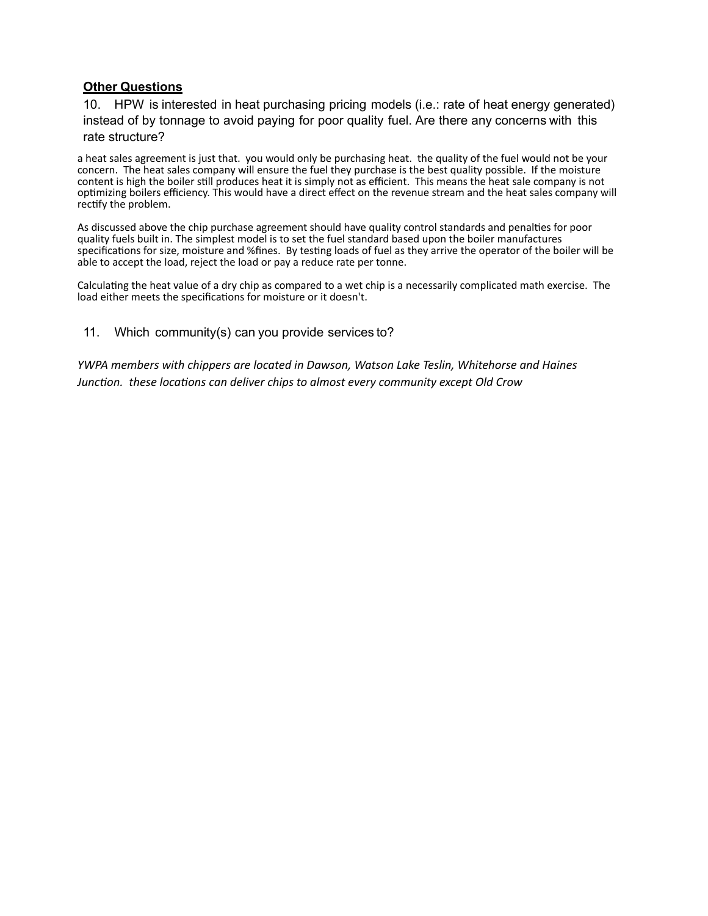## **Other Questions**

10. HPW is interested in heat purchasing pricing models (i.e.: rate of heat energy generated) instead of by tonnage to avoid paying for poor quality fuel. Are there any concerns with this rate structure?

a heat sales agreement is just that. you would only be purchasing heat. the quality of the fuel would not be your concern. The heat sales company will ensure the fuel they purchase is the best quality possible. If the moisture content is high the boiler still produces heat it is simply not as efficient. This means the heat sale company is not optimizing boilers efficiency. This would have a direct effect on the revenue stream and the heat sales company will rectify the problem.

As discussed above the chip purchase agreement should have quality control standards and penalties for poor quality fuels built in. The simplest model is to set the fuel standard based upon the boiler manufactures specifications for size, moisture and %fines. By testing loads of fuel as they arrive the operator of the boiler will be able to accept the load, reject the load or pay a reduce rate per tonne.

Calculating the heat value of a dry chip as compared to a wet chip is a necessarily complicated math exercise. The load either meets the specifications for moisture or it doesn't.

11. Which community(s) can you provide services to?

*YWPA members with chippers are located in Dawson, Watson Lake Teslin, Whitehorse and Haines Junction. these locations can deliver chips to almost every community except Old Crow*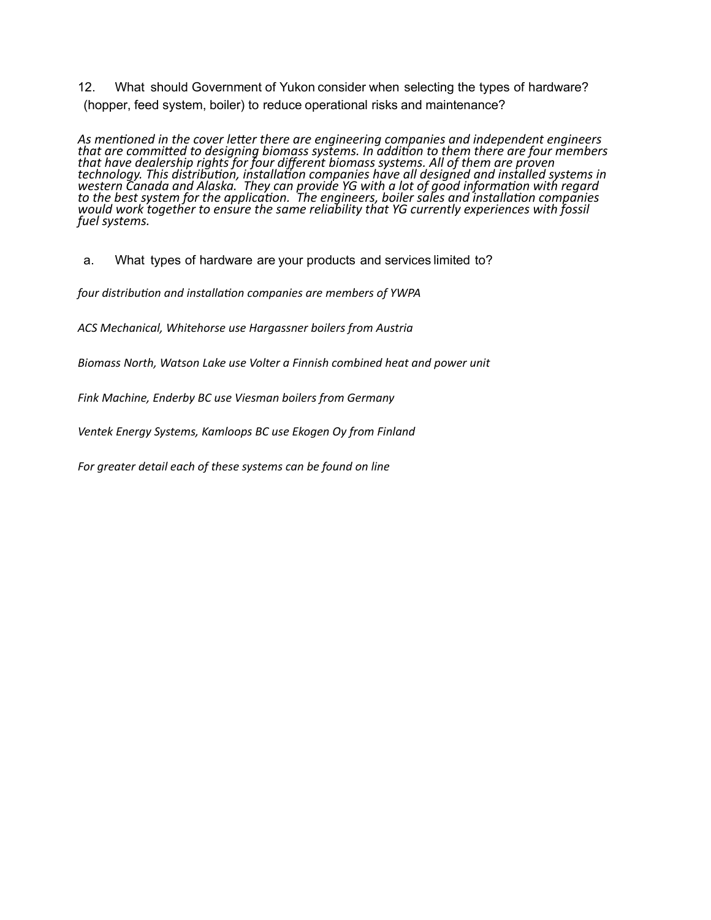12. What should Government of Yukon consider when selecting the types of hardware? (hopper, feed system, boiler) to reduce operational risks and maintenance?

*As mentioned in the cover letter there are engineering companies and independent engineers that are committed to designing biomass systems. In addition to them there are four members that have dealership rights for four different biomass systems. All of them are proven technology. This distribution, installation companies have all designed and installed systems in western Canada and Alaska. They can provide YG with a lot of good information with regard to the best system for the application. The engineers, boiler sales and installation companies would work together to ensure the same reliability that YG currently experiences with fossil fuel systems.*

a. What types of hardware are your products and services limited to?

*four distribution and installation companies are members of YWPA*

*ACS Mechanical, Whitehorse use Hargassner boilers from Austria*

*Biomass North, Watson Lake use Volter a Finnish combined heat and power unit*

*Fink Machine, Enderby BC use Viesman boilers from Germany*

*Ventek Energy Systems, Kamloops BC use Ekogen Oy from Finland*

*For greater detail each of these systems can be found on line*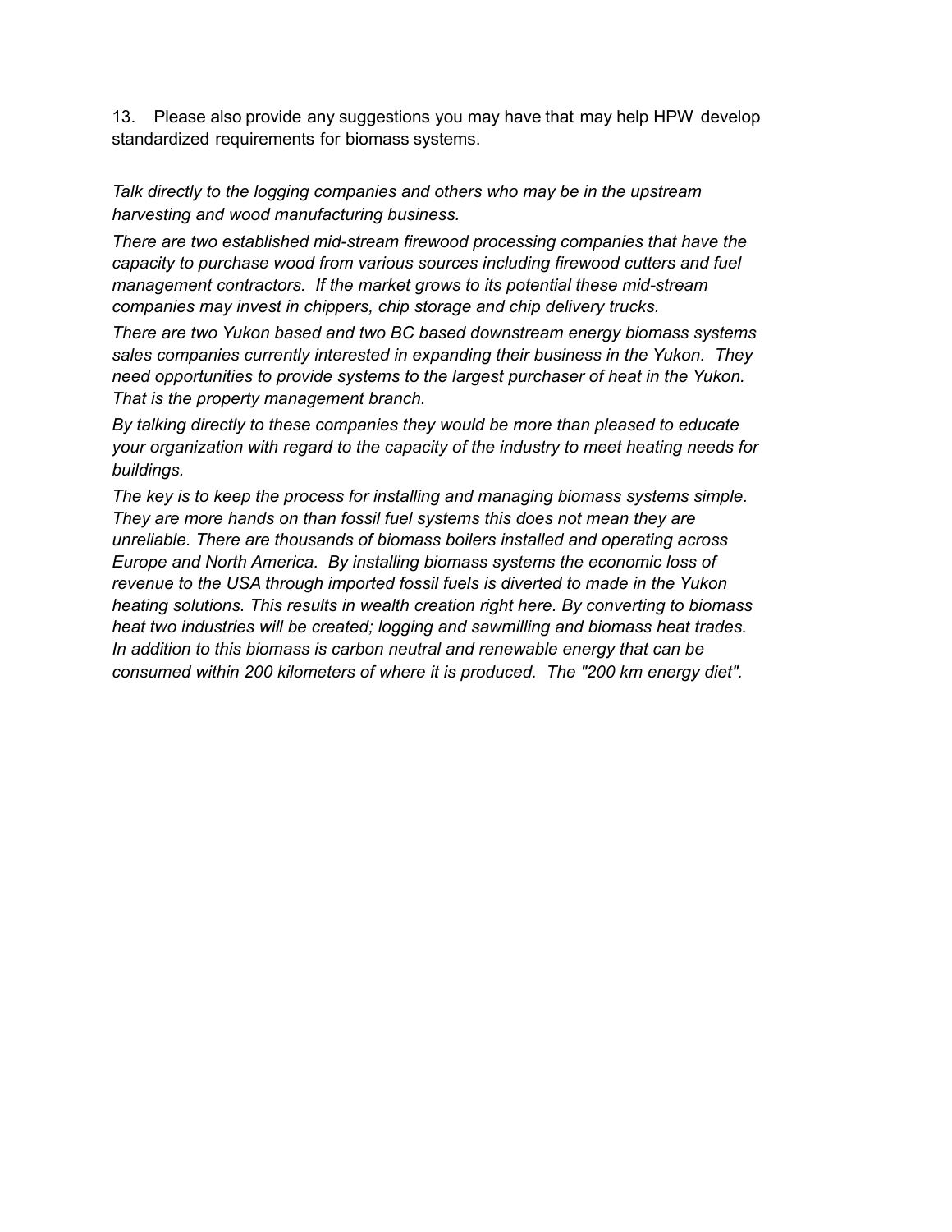13. Please also provide any suggestions you may have that may help HPW develop standardized requirements for biomass systems.

*Talk directly to the logging companies and others who may be in the upstream harvesting and wood manufacturing business.*

*There are two established mid-stream firewood processing companies that have the capacity to purchase wood from various sources including firewood cutters and fuel management contractors. If the market grows to its potential these mid-stream companies may invest in chippers, chip storage and chip delivery trucks.*

*There are two Yukon based and two BC based downstream energy biomass systems sales companies currently interested in expanding their business in the Yukon. They need opportunities to provide systems to the largest purchaser of heat in the Yukon. That is the property management branch.*

*By talking directly to these companies they would be more than pleased to educate your organization with regard to the capacity of the industry to meet heating needs for buildings.*

*The key is to keep the process for installing and managing biomass systems simple. They are more hands on than fossil fuel systems this does not mean they are unreliable. There are thousands of biomass boilers installed and operating across Europe and North America. By installing biomass systems the economic loss of revenue to the USA through imported fossil fuels is diverted to made in the Yukon heating solutions. This results in wealth creation right here. By converting to biomass heat two industries will be created; logging and sawmilling and biomass heat trades. In addition to this biomass is carbon neutral and renewable energy that can be consumed within 200 kilometers of where it is produced. The "200 km energy diet".*